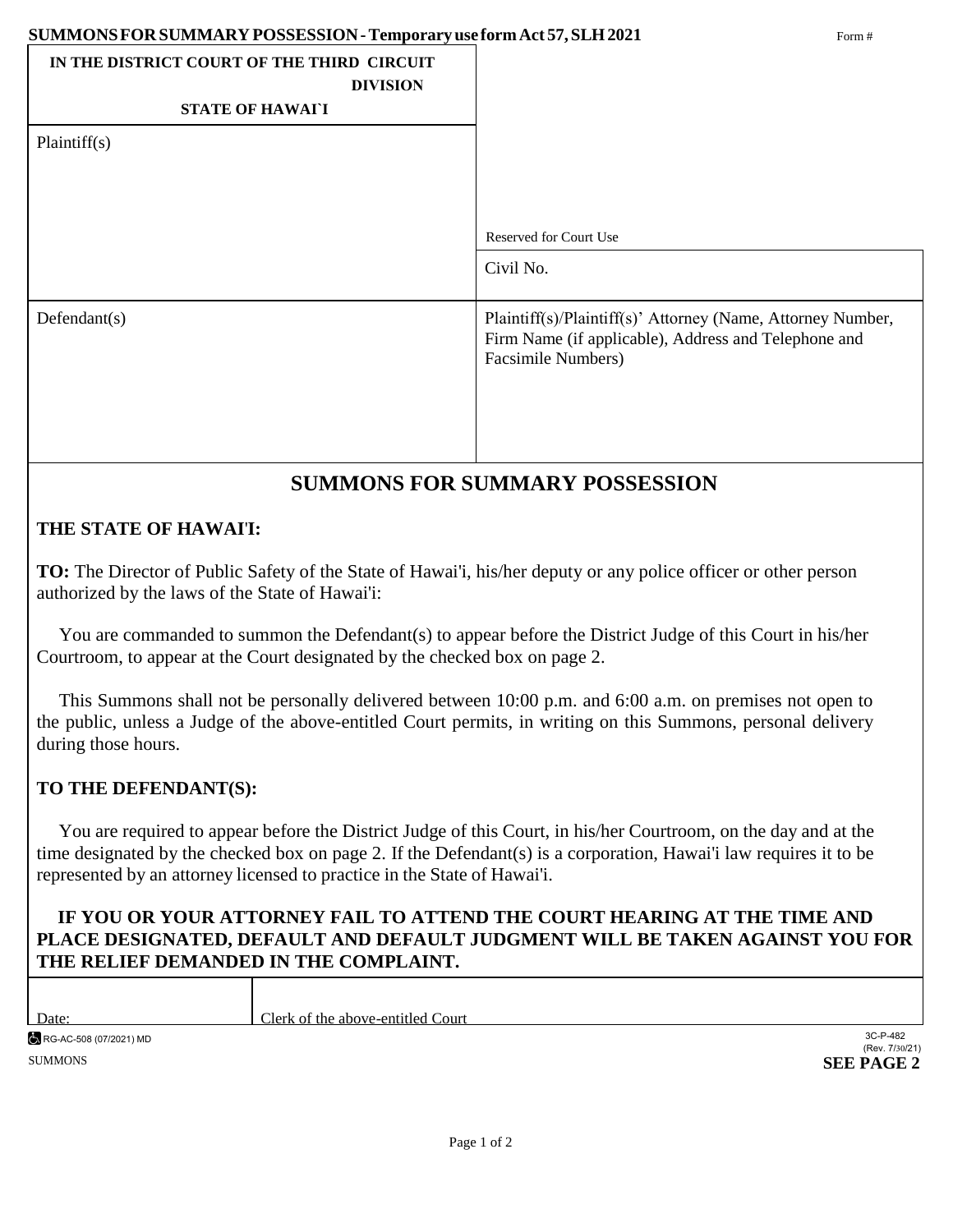**SUMMONS FOR SUMMARY POSSESSION - Temporary use form Act 57, SLH 2021**

Form #

| IN THE DISTRICT COURT OF THE THIRD CIRCUIT<br>DIVISION<br>STATE OF HAWAI`I | |
|---|---|
| Plaintiff(s) | Reserved for Court Use |
| | Civil No. |
| Defendant(s) | Plaintiff(s)/Plaintiff(s)' Attorney (Name, Attorney Number, Firm Name (if applicable), Address and Telephone and Facsimile Numbers) |

## SUMMONS FOR SUMMARY POSSESSION

**THE STATE OF HAWAI'I:**

**TO:** The Director of Public Safety of the State of Hawai'i, his/her deputy or any police officer or other person authorized by the laws of the State of Hawai'i:

You are commanded to summon the Defendant(s) to appear before the District Judge of this Court in his/her Courtroom, to appear at the Court designated by the checked box on page 2.

This Summons shall not be personally delivered between 10:00 p.m. and 6:00 a.m. on premises not open to the public, unless a Judge of the above-entitled Court permits, in writing on this Summons, personal delivery during those hours.

**TO THE DEFENDANT(S):**

You are required to appear before the District Judge of this Court, in his/her Courtroom, on the day and at the time designated by the checked box on page 2. If the Defendant(s) is a corporation, Hawai'i law requires it to be represented by an attorney licensed to practice in the State of Hawai'i.

**IF YOU OR YOUR ATTORNEY FAIL TO ATTEND THE COURT HEARING AT THE TIME AND PLACE DESIGNATED, DEFAULT AND DEFAULT JUDGMENT WILL BE TAKEN AGAINST YOU FOR THE RELIEF DEMANDED IN THE COMPLAINT.**

| Date: | Clerk of the above-entitled Court |
|---|---|

RG-AC-508 (07/2021) MD

SUMMONS

3C-P-482
(Rev. 7/30/21)

**SEE PAGE 2**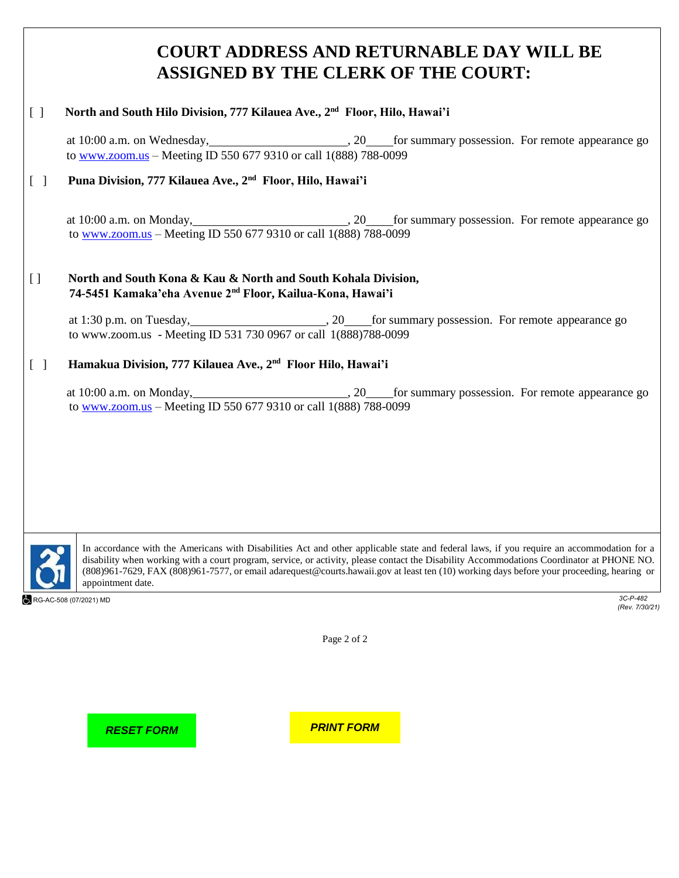# COURT ADDRESS AND RETURNABLE DAY WILL BE ASSIGNED BY THE CLERK OF THE COURT:

[ ] **North and South Hilo Division, 777 Kilauea Ave., 2nd Floor, Hilo, Hawai'i**

at 10:00 a.m. on Wednesday, \_\_\_\_\_\_\_\_\_\_\_\_\_\_\_\_\_\_\_\_\_\_, 20\_\_\_\_ for summary possession. For remote appearance go to www.zoom.us – Meeting ID 550 677 9310 or call 1(888) 788-0099

[ ] **Puna Division, 777 Kilauea Ave., 2nd Floor, Hilo, Hawai'i**

at 10:00 a.m. on Monday, \_\_\_\_\_\_\_\_\_\_\_\_\_\_\_\_\_\_\_\_\_\_\_\_\_, 20\_\_\_\_ for summary possession. For remote appearance go to www.zoom.us – Meeting ID 550 677 9310 or call 1(888) 788-0099

[ ] **North and South Kona & Kau & North and South Kohala Division, 74-5451 Kamaka'eha Avenue 2nd Floor, Kailua-Kona, Hawai'i**

at 1:30 p.m. on Tuesday, \_\_\_\_\_\_\_\_\_\_\_\_\_\_\_\_\_\_\_\_\_\_, 20\_\_\_\_ for summary possession. For remote appearance go to www.zoom.us - Meeting ID 531 730 0967 or call 1(888)788-0099

[ ] **Hamakua Division, 777 Kilauea Ave., 2nd Floor Hilo, Hawai'i**

at 10:00 a.m. on Monday, \_\_\_\_\_\_\_\_\_\_\_\_\_\_\_\_\_\_\_\_\_\_\_\_\_, 20\_\_\_\_ for summary possession. For remote appearance go to www.zoom.us – Meeting ID 550 677 9310 or call 1(888) 788-0099

In accordance with the Americans with Disabilities Act and other applicable state and federal laws, if you require an accommodation for a disability when working with a court program, service, or activity, please contact the Disability Accommodations Coordinator at PHONE NO. (808)961-7629, FAX (808)961-7577, or email adarequest@courts.hawaii.gov at least ten (10) working days before your proceeding, hearing or appointment date.

RG-AC-508 (07/2021) MD

3C-P-482
(Rev. 7/30/21)

RESET FORM

PRINT FORM